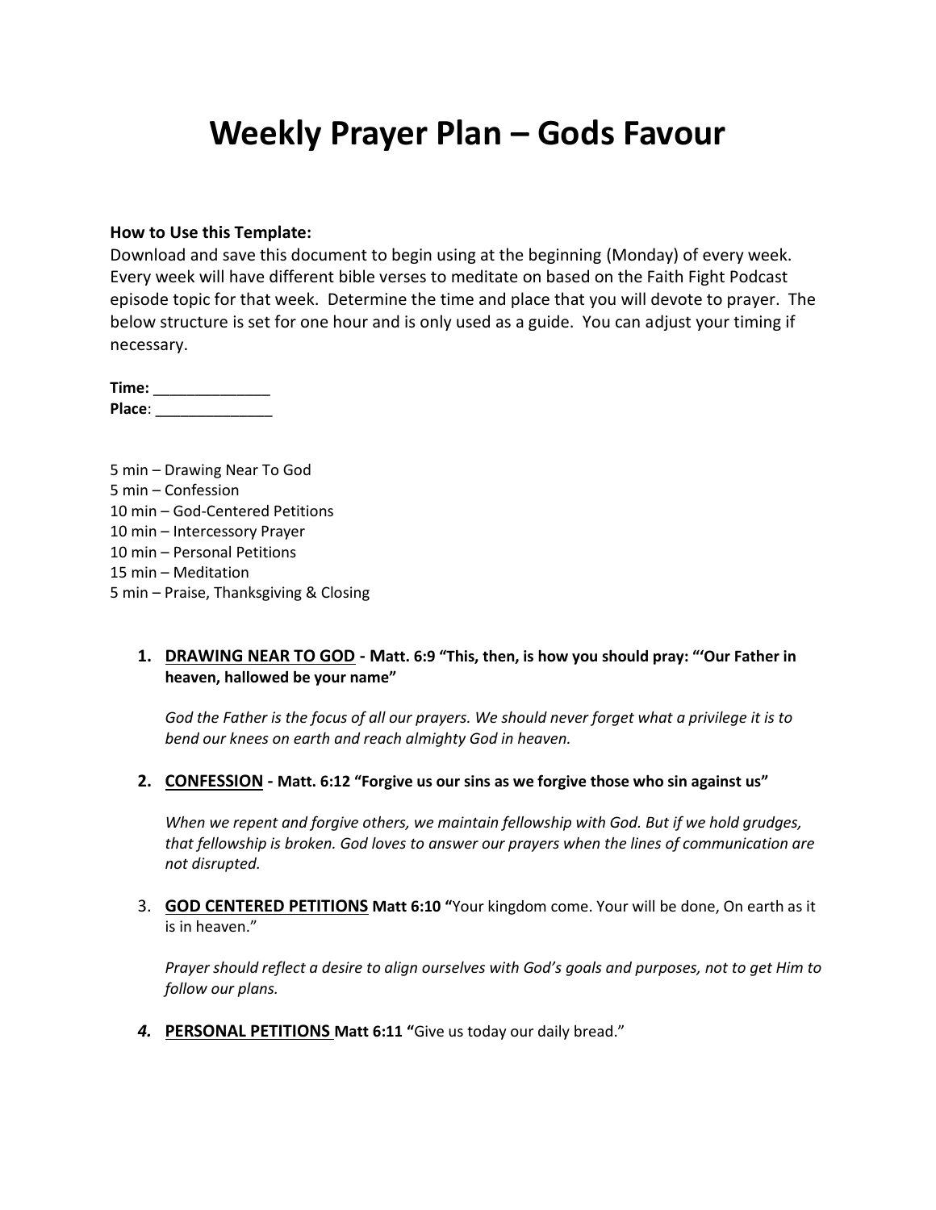# Weekly Prayer Plan – Gods Favour

**How to Use this Template:**
Download and save this document to begin using at the beginning (Monday) of every week. Every week will have different bible verses to meditate on based on the Faith Fight Podcast episode topic for that week. Determine the time and place that you will devote to prayer. The below structure is set for one hour and is only used as a guide. You can adjust your timing if necessary.

**Time:** ______________
**Place**: ______________

5 min – Drawing Near To God
5 min – Confession
10 min – God-Centered Petitions
10 min – Intercessory Prayer
10 min – Personal Petitions
15 min – Meditation
5 min – Praise, Thanksgiving & Closing

1. **DRAWING NEAR TO GOD - Matt. 6:9 "This, then, is how you should pray: "'Our Father in heaven, hallowed be your name"**

   *God the Father is the focus of all our prayers. We should never forget what a privilege it is to bend our knees on earth and reach almighty God in heaven.*

2. **CONFESSION - Matt. 6:12 "Forgive us our sins as we forgive those who sin against us"**

   *When we repent and forgive others, we maintain fellowship with God. But if we hold grudges, that fellowship is broken. God loves to answer our prayers when the lines of communication are not disrupted.*

3. **GOD CENTERED PETITIONS Matt 6:10 "**Your kingdom come. Your will be done, On earth as it is in heaven."

   *Prayer should reflect a desire to align ourselves with God's goals and purposes, not to get Him to follow our plans.*

4. **PERSONAL PETITIONS Matt 6:11 "**Give us today our daily bread."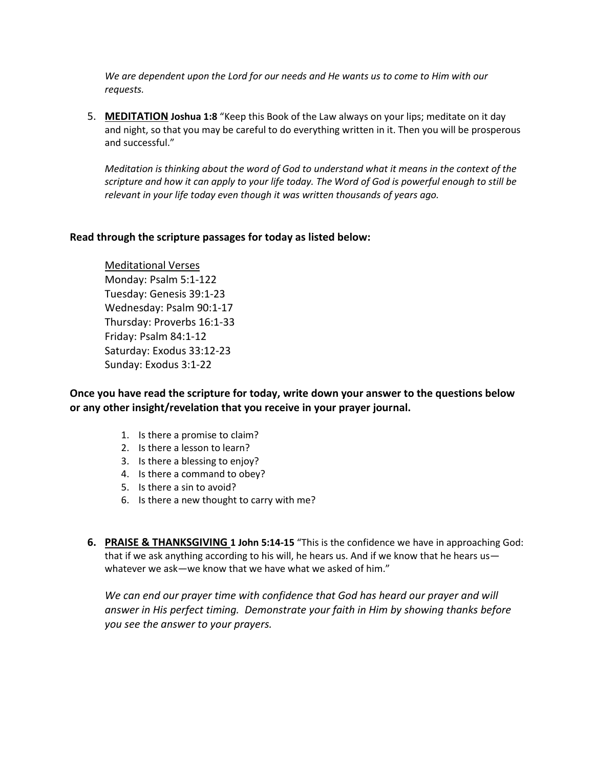*We are dependent upon the Lord for our needs and He wants us to come to Him with our requests.*

5. **MEDITATION** **Joshua 1:8** "Keep this Book of the Law always on your lips; meditate on it day and night, so that you may be careful to do everything written in it. Then you will be prosperous and successful."

   *Meditation is thinking about the word of God to understand what it means in the context of the scripture and how it can apply to your life today. The Word of God is powerful enough to still be relevant in your life today even though it was written thousands of years ago.*

**Read through the scripture passages for today as listed below:**

Meditational Verses
Monday: Psalm 5:1-122
Tuesday: Genesis 39:1-23
Wednesday: Psalm 90:1-17
Thursday: Proverbs 16:1-33
Friday: Psalm 84:1-12
Saturday: Exodus 33:12-23
Sunday: Exodus 3:1-22

**Once you have read the scripture for today, write down your answer to the questions below or any other insight/revelation that you receive in your prayer journal.**

1. Is there a promise to claim?
2. Is there a lesson to learn?
3. Is there a blessing to enjoy?
4. Is there a command to obey?
5. Is there a sin to avoid?
6. Is there a new thought to carry with me?

6. **PRAISE & THANKSGIVING** **1 John 5:14-15** "This is the confidence we have in approaching God: that if we ask anything according to his will, he hears us. And if we know that he hears us—whatever we ask—we know that we have what we asked of him."

   *We can end our prayer time with confidence that God has heard our prayer and will answer in His perfect timing. Demonstrate your faith in Him by showing thanks before you see the answer to your prayers.*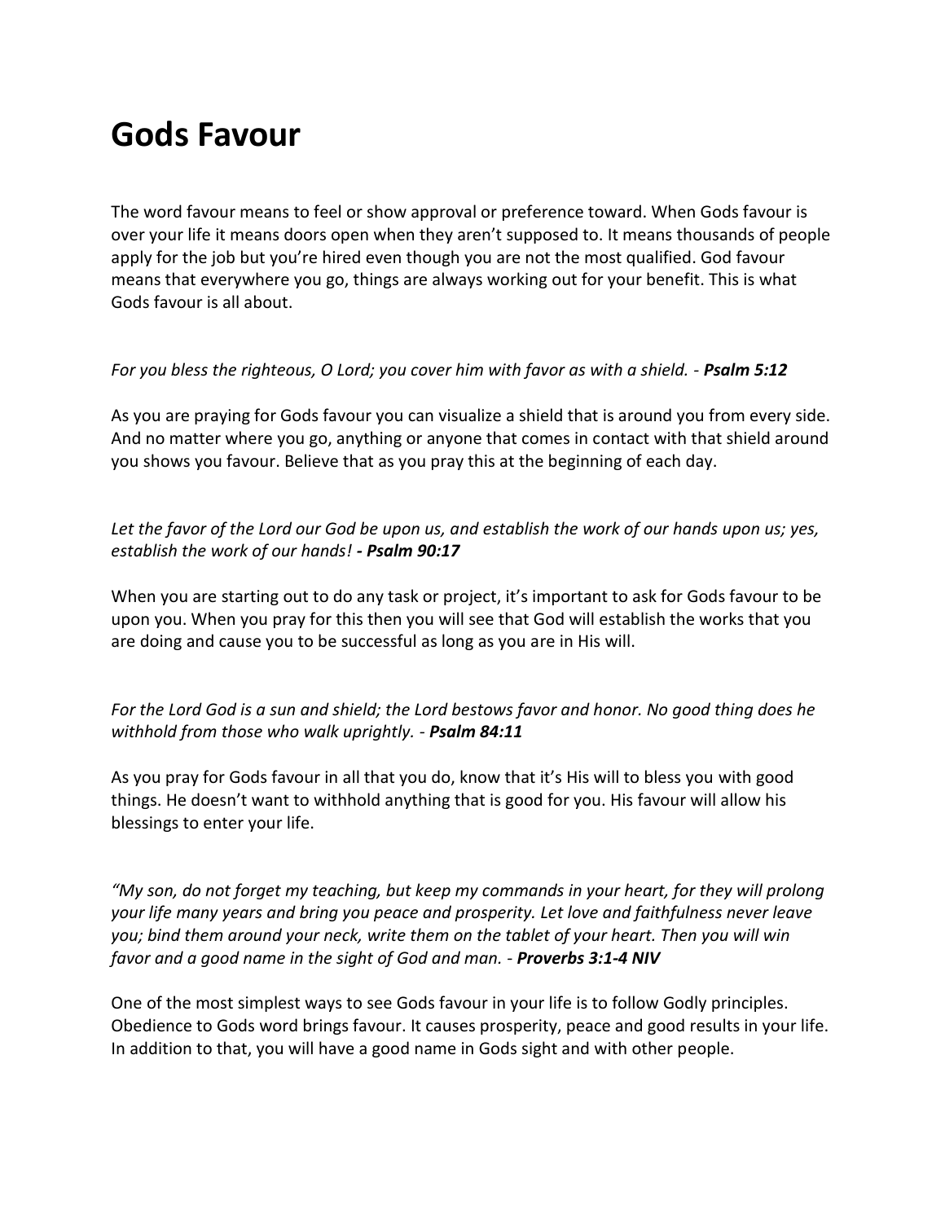# Gods Favour

The word favour means to feel or show approval or preference toward. When Gods favour is over your life it means doors open when they aren't supposed to. It means thousands of people apply for the job but you're hired even though you are not the most qualified. God favour means that everywhere you go, things are always working out for your benefit. This is what Gods favour is all about.

*For you bless the righteous, O Lord; you cover him with favor as with a shield. -* ***Psalm 5:12***

As you are praying for Gods favour you can visualize a shield that is around you from every side. And no matter where you go, anything or anyone that comes in contact with that shield around you shows you favour. Believe that as you pray this at the beginning of each day.

*Let the favor of the Lord our God be upon us, and establish the work of our hands upon us; yes, establish the work of our hands!* ***- Psalm 90:17***

When you are starting out to do any task or project, it's important to ask for Gods favour to be upon you. When you pray for this then you will see that God will establish the works that you are doing and cause you to be successful as long as you are in His will.

*For the Lord God is a sun and shield; the Lord bestows favor and honor. No good thing does he withhold from those who walk uprightly. -* ***Psalm 84:11***

As you pray for Gods favour in all that you do, know that it's His will to bless you with good things. He doesn't want to withhold anything that is good for you. His favour will allow his blessings to enter your life.

*"My son, do not forget my teaching, but keep my commands in your heart, for they will prolong your life many years and bring you peace and prosperity. Let love and faithfulness never leave you; bind them around your neck, write them on the tablet of your heart. Then you will win favor and a good name in the sight of God and man. -* ***Proverbs 3:1-4 NIV***

One of the most simplest ways to see Gods favour in your life is to follow Godly principles. Obedience to Gods word brings favour. It causes prosperity, peace and good results in your life. In addition to that, you will have a good name in Gods sight and with other people.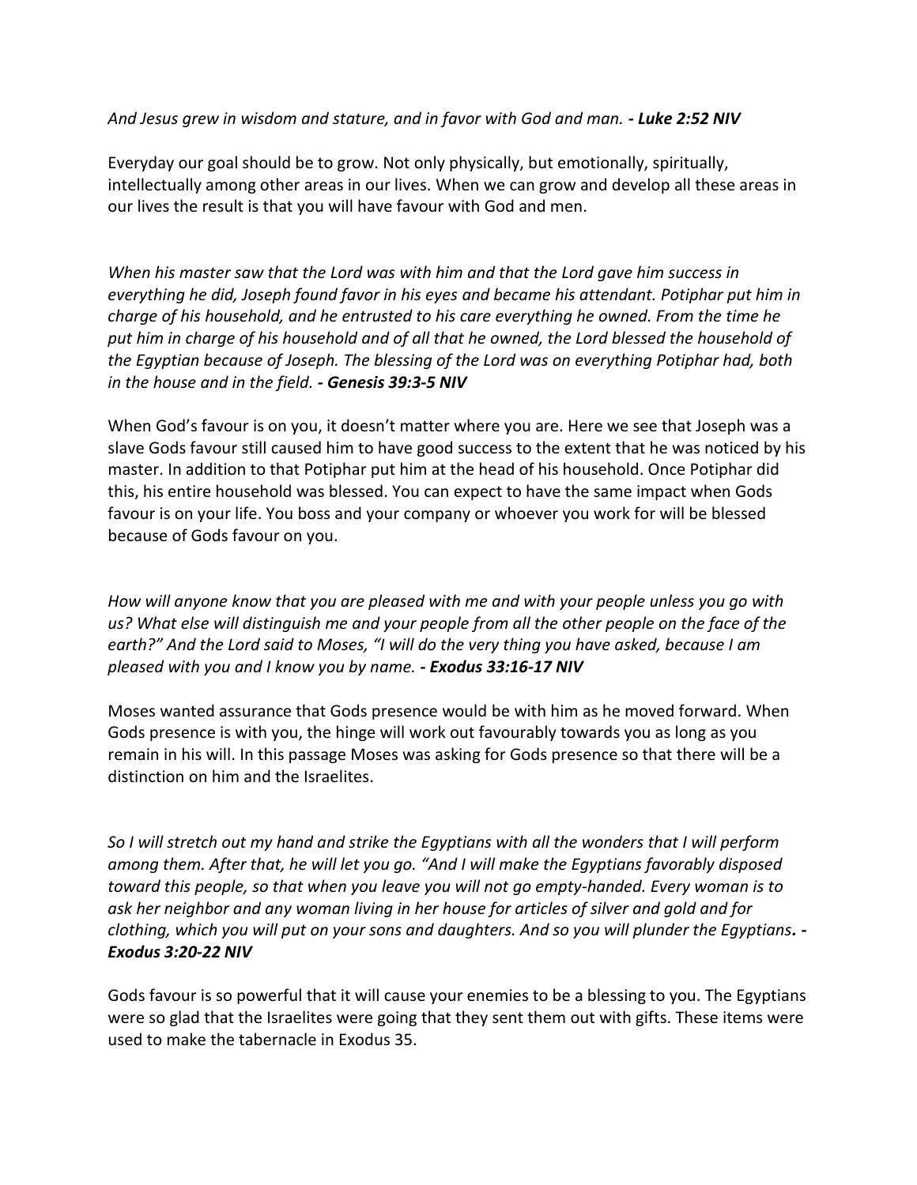*And Jesus grew in wisdom and stature, and in favor with God and man.* ***- Luke 2:52 NIV***

Everyday our goal should be to grow. Not only physically, but emotionally, spiritually, intellectually among other areas in our lives. When we can grow and develop all these areas in our lives the result is that you will have favour with God and men.

*When his master saw that the Lord was with him and that the Lord gave him success in everything he did, Joseph found favor in his eyes and became his attendant. Potiphar put him in charge of his household, and he entrusted to his care everything he owned. From the time he put him in charge of his household and of all that he owned, the Lord blessed the household of the Egyptian because of Joseph. The blessing of the Lord was on everything Potiphar had, both in the house and in the field.* ***- Genesis 39:3-5 NIV***

When God's favour is on you, it doesn't matter where you are. Here we see that Joseph was a slave Gods favour still caused him to have good success to the extent that he was noticed by his master. In addition to that Potiphar put him at the head of his household. Once Potiphar did this, his entire household was blessed. You can expect to have the same impact when Gods favour is on your life. You boss and your company or whoever you work for will be blessed because of Gods favour on you.

*How will anyone know that you are pleased with me and with your people unless you go with us? What else will distinguish me and your people from all the other people on the face of the earth?" And the Lord said to Moses, "I will do the very thing you have asked, because I am pleased with you and I know you by name.* ***- Exodus 33:16-17 NIV***

Moses wanted assurance that Gods presence would be with him as he moved forward. When Gods presence is with you, the hinge will work out favourably towards you as long as you remain in his will. In this passage Moses was asking for Gods presence so that there will be a distinction on him and the Israelites.

*So I will stretch out my hand and strike the Egyptians with all the wonders that I will perform among them. After that, he will let you go. "And I will make the Egyptians favorably disposed toward this people, so that when you leave you will not go empty-handed. Every woman is to ask her neighbor and any woman living in her house for articles of silver and gold and for clothing, which you will put on your sons and daughters. And so you will plunder the Egyptians****. - Exodus 3:20-22 NIV***

Gods favour is so powerful that it will cause your enemies to be a blessing to you. The Egyptians were so glad that the Israelites were going that they sent them out with gifts. These items were used to make the tabernacle in Exodus 35.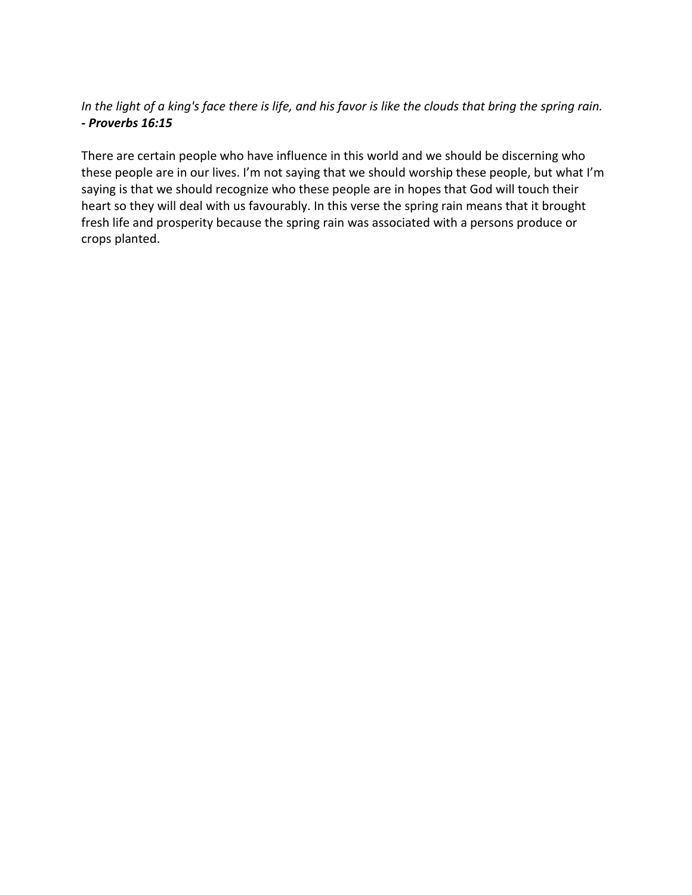*In the light of a king's face there is life, and his favor is like the clouds that bring the spring rain.*
***- Proverbs 16:15***

There are certain people who have influence in this world and we should be discerning who these people are in our lives. I'm not saying that we should worship these people, but what I'm saying is that we should recognize who these people are in hopes that God will touch their heart so they will deal with us favourably. In this verse the spring rain means that it brought fresh life and prosperity because the spring rain was associated with a persons produce or crops planted.